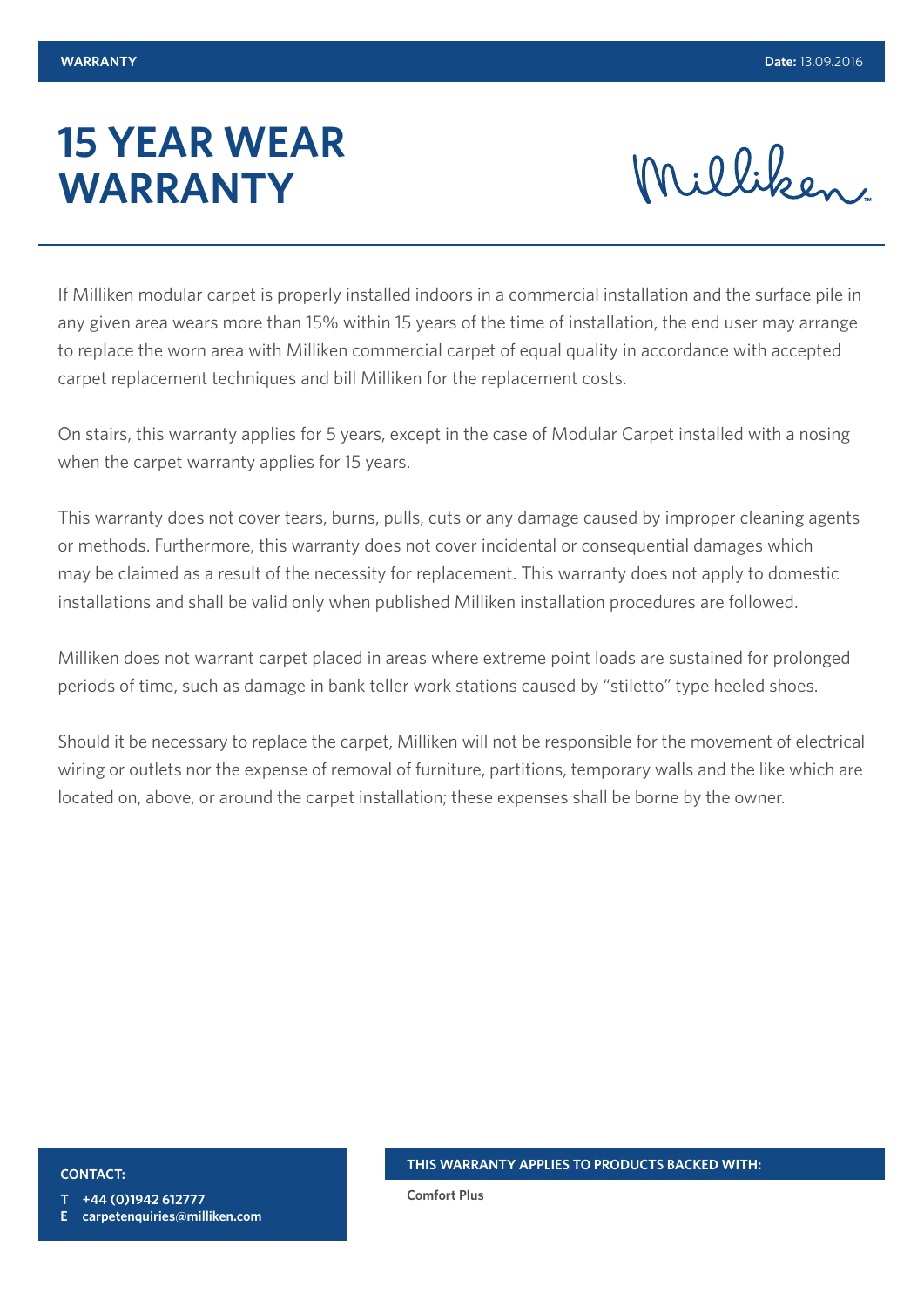**WARRANTY** **Date:** 13.09.2016

# 15 YEAR WEAR WARRANTY

Milliken

If Milliken modular carpet is properly installed indoors in a commercial installation and the surface pile in any given area wears more than 15% within 15 years of the time of installation, the end user may arrange to replace the worn area with Milliken commercial carpet of equal quality in accordance with accepted carpet replacement techniques and bill Milliken for the replacement costs.

On stairs, this warranty applies for 5 years, except in the case of Modular Carpet installed with a nosing when the carpet warranty applies for 15 years.

This warranty does not cover tears, burns, pulls, cuts or any damage caused by improper cleaning agents or methods. Furthermore, this warranty does not cover incidental or consequential damages which may be claimed as a result of the necessity for replacement. This warranty does not apply to domestic installations and shall be valid only when published Milliken installation procedures are followed.

Milliken does not warrant carpet placed in areas where extreme point loads are sustained for prolonged periods of time, such as damage in bank teller work stations caused by “stiletto” type heeled shoes.

Should it be necessary to replace the carpet, Milliken will not be responsible for the movement of electrical wiring or outlets nor the expense of removal of furniture, partitions, temporary walls and the like which are located on, above, or around the carpet installation; these expenses shall be borne by the owner.

**CONTACT:**

**T** **+44 (0)1942 612777**
**E** **carpetenquiries@milliken.com**

**THIS WARRANTY APPLIES TO PRODUCTS BACKED WITH:**

**Comfort Plus**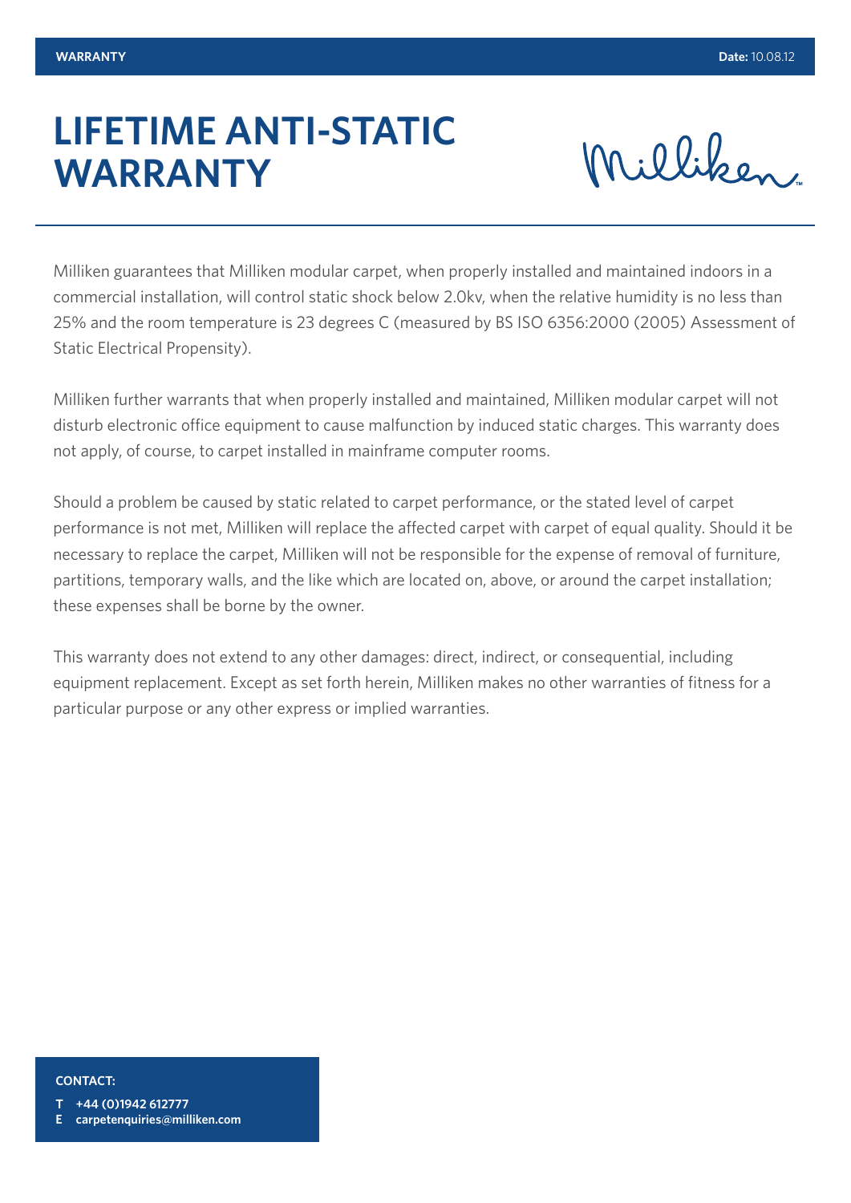**WARRANTY** **Date:** 10.08.12

# LIFETIME ANTI-STATIC WARRANTY

Milliken

Milliken guarantees that Milliken modular carpet, when properly installed and maintained indoors in a commercial installation, will control static shock below 2.0kv, when the relative humidity is no less than 25% and the room temperature is 23 degrees C (measured by BS ISO 6356:2000 (2005) Assessment of Static Electrical Propensity).

Milliken further warrants that when properly installed and maintained, Milliken modular carpet will not disturb electronic office equipment to cause malfunction by induced static charges. This warranty does not apply, of course, to carpet installed in mainframe computer rooms.

Should a problem be caused by static related to carpet performance, or the stated level of carpet performance is not met, Milliken will replace the affected carpet with carpet of equal quality. Should it be necessary to replace the carpet, Milliken will not be responsible for the expense of removal of furniture, partitions, temporary walls, and the like which are located on, above, or around the carpet installation; these expenses shall be borne by the owner.

This warranty does not extend to any other damages: direct, indirect, or consequential, including equipment replacement. Except as set forth herein, Milliken makes no other warranties of fitness for a particular purpose or any other express or implied warranties.

**CONTACT:**

**T** **+44 (0)1942 612777**
**E** **carpetenquiries@milliken.com**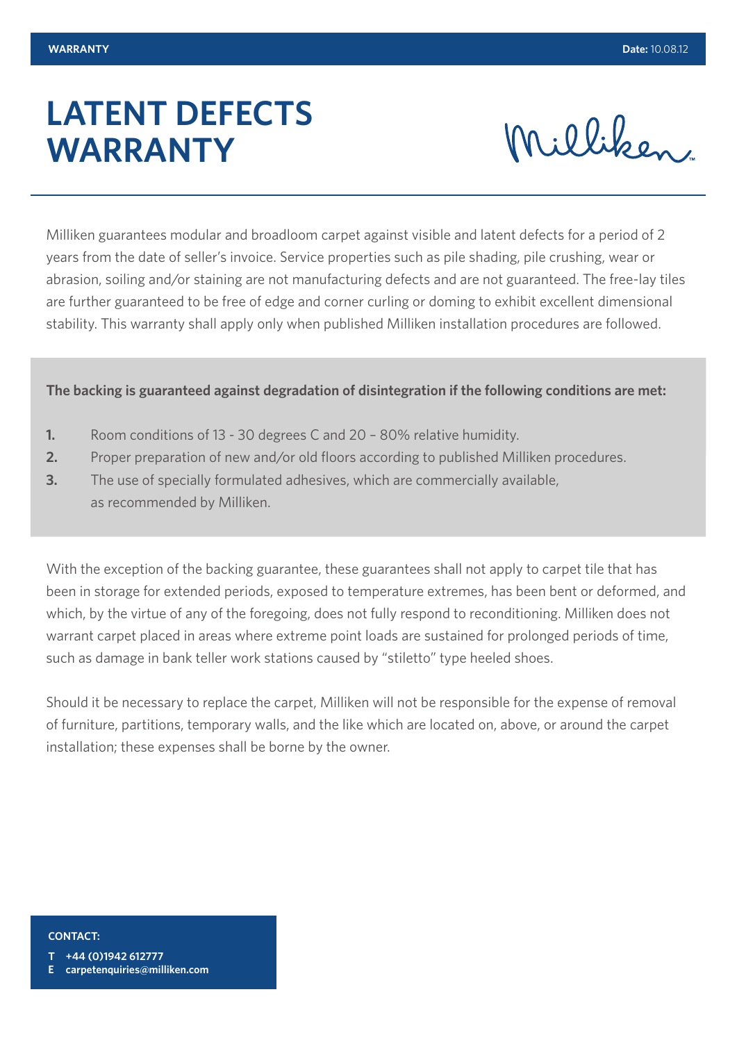WARRANTY **Date:** 10.08.12

# LATENT DEFECTS WARRANTY

Milliken

Milliken guarantees modular and broadloom carpet against visible and latent defects for a period of 2 years from the date of seller's invoice. Service properties such as pile shading, pile crushing, wear or abrasion, soiling and/or staining are not manufacturing defects and are not guaranteed. The free-lay tiles are further guaranteed to be free of edge and corner curling or doming to exhibit excellent dimensional stability. This warranty shall apply only when published Milliken installation procedures are followed.

**The backing is guaranteed against degradation of disintegration if the following conditions are met:**

1. Room conditions of 13 - 30 degrees C and 20 – 80% relative humidity.
2. Proper preparation of new and/or old floors according to published Milliken procedures.
3. The use of specially formulated adhesives, which are commercially available, as recommended by Milliken.

With the exception of the backing guarantee, these guarantees shall not apply to carpet tile that has been in storage for extended periods, exposed to temperature extremes, has been bent or deformed, and which, by the virtue of any of the foregoing, does not fully respond to reconditioning. Milliken does not warrant carpet placed in areas where extreme point loads are sustained for prolonged periods of time, such as damage in bank teller work stations caused by "stiletto" type heeled shoes.

Should it be necessary to replace the carpet, Milliken will not be responsible for the expense of removal of furniture, partitions, temporary walls, and the like which are located on, above, or around the carpet installation; these expenses shall be borne by the owner.

**CONTACT:**

**T** **+44 (0)1942 612777**
**E** **carpetenquiries@milliken.com**